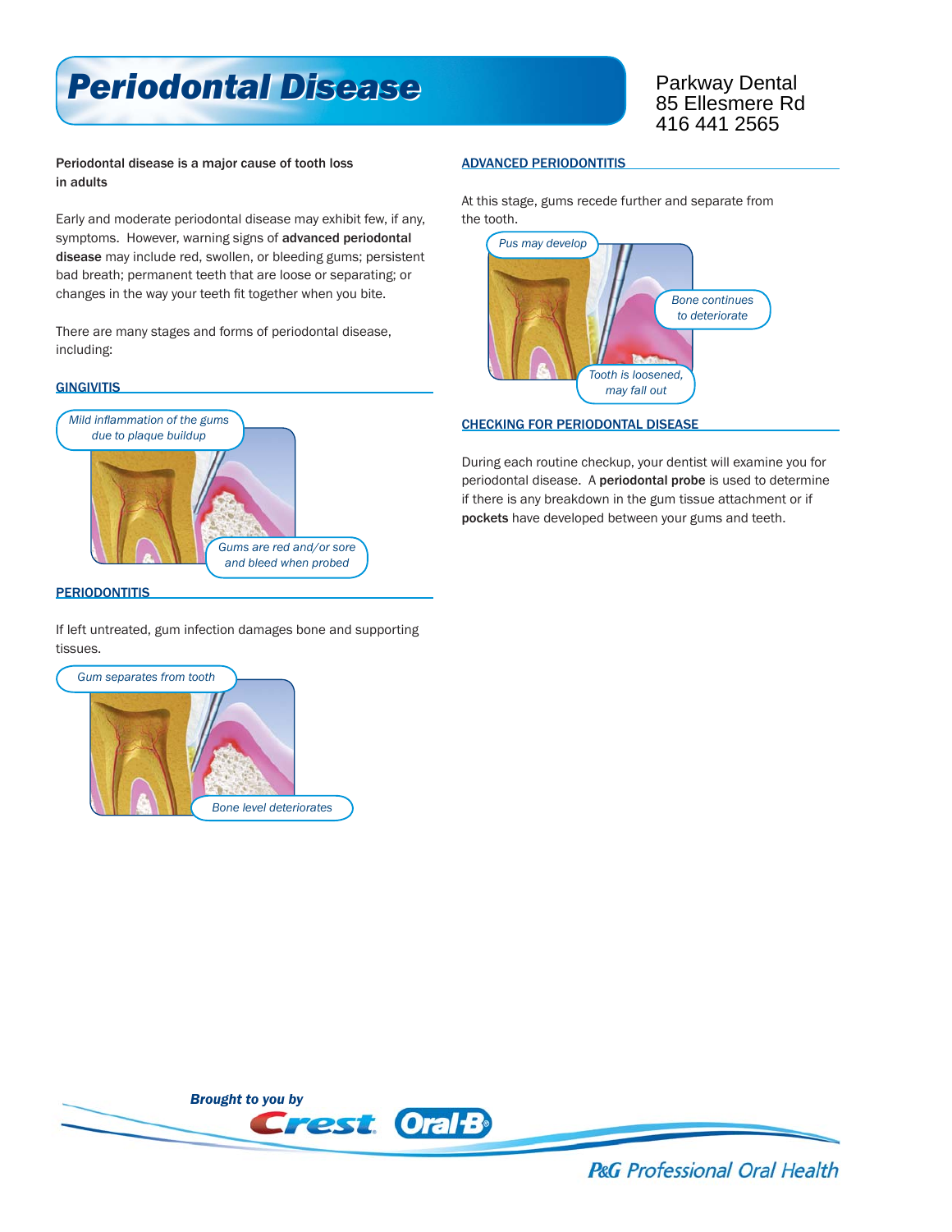# Periodontal Disease

Parkway Dental
85 Ellesmere Rd
416 441 2565

**Periodontal disease is a major cause of tooth loss in adults**

Early and moderate periodontal disease may exhibit few, if any, symptoms. However, warning signs of **advanced periodontal disease** may include red, swollen, or bleeding gums; persistent bad breath; permanent teeth that are loose or separating; or changes in the way your teeth fit together when you bite.

There are many stages and forms of periodontal disease, including:

## GINGIVITIS

*Mild inflammation of the gums due to plaque buildup*

*Gums are red and/or sore and bleed when probed*

## PERIODONTITIS

If left untreated, gum infection damages bone and supporting tissues.

*Gum separates from tooth*

*Bone level deteriorates*

## ADVANCED PERIODONTITIS

At this stage, gums recede further and separate from the tooth.

*Pus may develop*

*Bone continues to deteriorate*

*Tooth is loosened, may fall out*

## CHECKING FOR PERIODONTAL DISEASE

During each routine checkup, your dentist will examine you for periodontal disease. A **periodontal probe** is used to determine if there is any breakdown in the gum tissue attachment or if **pockets** have developed between your gums and teeth.

*Brought to you by* Crest Oral-B

P&G Professional Oral Health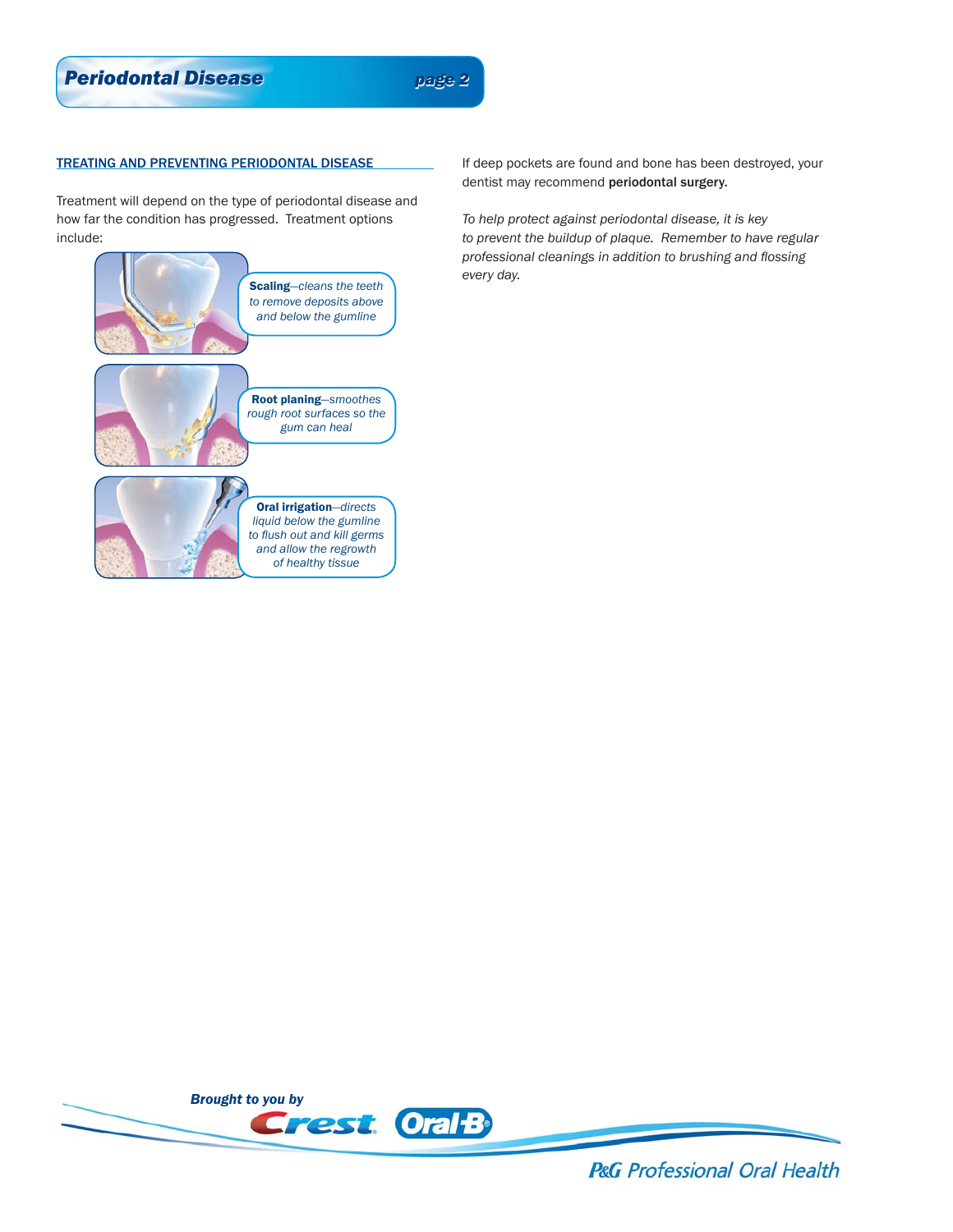## TREATING AND PREVENTING PERIODONTAL DISEASE

Treatment will depend on the type of periodontal disease and how far the condition has progressed. Treatment options include:

**Scaling**—*cleans the teeth to remove deposits above and below the gumline*

**Root planing**—*smoothes rough root surfaces so the gum can heal*

**Oral irrigation**—*directs liquid below the gumline to flush out and kill germs and allow the regrowth of healthy tissue*

If deep pockets are found and bone has been destroyed, your dentist may recommend **periodontal surgery.**

*To help protect against periodontal disease, it is key to prevent the buildup of plaque. Remember to have regular professional cleanings in addition to brushing and flossing every day.*

*Brought to you by* Crest Oral-B

P&G Professional Oral Health